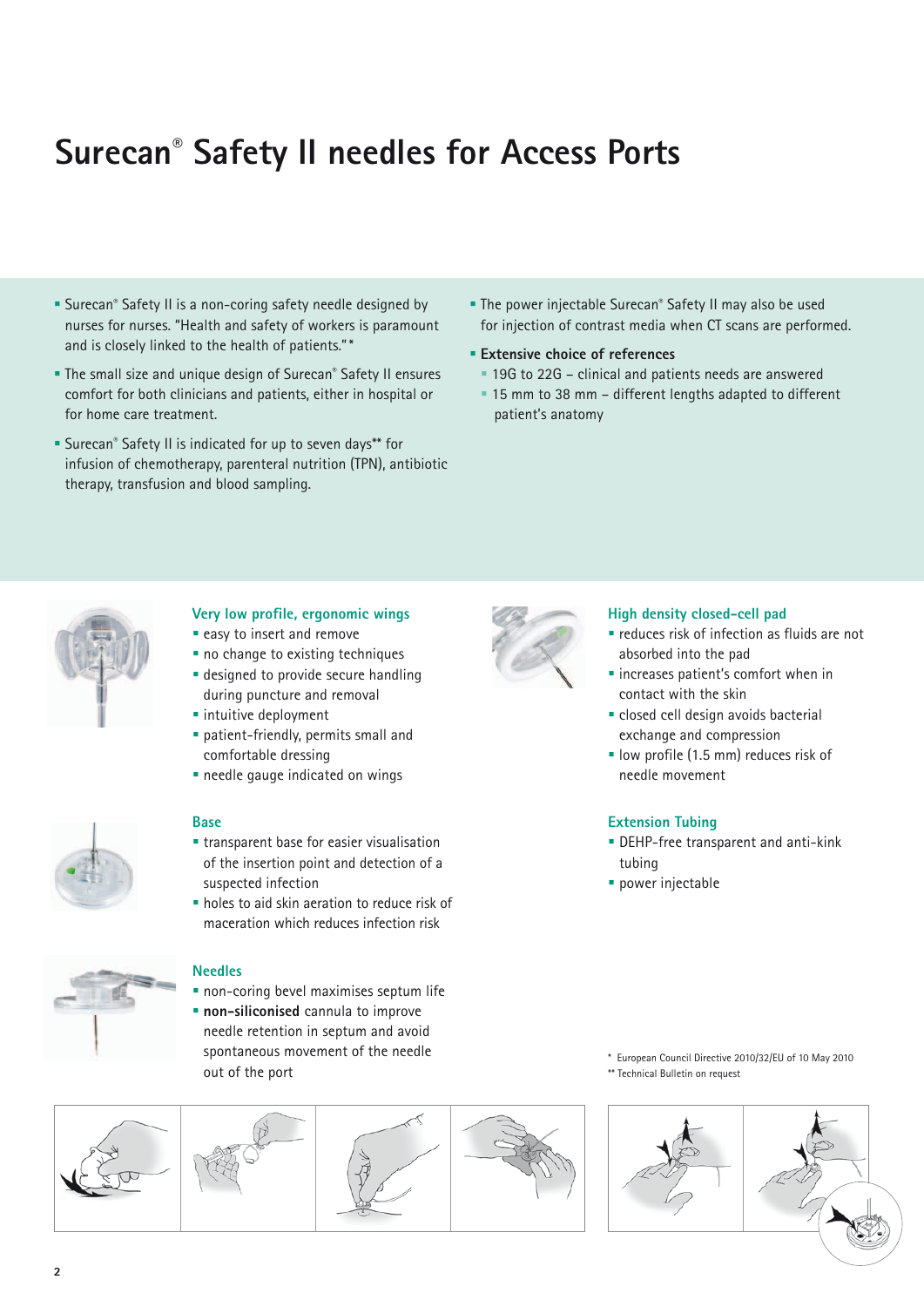# Surecan® Safety II needles for Access Ports

- Surecan® Safety II is a non-coring safety needle designed by nurses for nurses. "Health and safety of workers is paramount and is closely linked to the health of patients."*
- The small size and unique design of Surecan® Safety II ensures comfort for both clinicians and patients, either in hospital or for home care treatment.
- Surecan® Safety II is indicated for up to seven days** for infusion of chemotherapy, parenteral nutrition (TPN), antibiotic therapy, transfusion and blood sampling.
- The power injectable Surecan® Safety II may also be used for injection of contrast media when CT scans are performed.
- **Extensive choice of references**
  - 19G to 22G – clinical and patients needs are answered
  - 15 mm to 38 mm – different lengths adapted to different patient's anatomy

### Very low profile, ergonomic wings

- easy to insert and remove
- no change to existing techniques
- designed to provide secure handling during puncture and removal
- intuitive deployment
- patient-friendly, permits small and comfortable dressing
- needle gauge indicated on wings

### Base

- transparent base for easier visualisation of the insertion point and detection of a suspected infection
- holes to aid skin aeration to reduce risk of maceration which reduces infection risk

### Needles

- non-coring bevel maximises septum life
- **non-siliconised** cannula to improve needle retention in septum and avoid spontaneous movement of the needle out of the port

### High density closed-cell pad

- reduces risk of infection as fluids are not absorbed into the pad
- increases patient's comfort when in contact with the skin
- closed cell design avoids bacterial exchange and compression
- low profile (1.5 mm) reduces risk of needle movement

### Extension Tubing

- DEHP-free transparent and anti-kink tubing
- power injectable

\* European Council Directive 2010/32/EU of 10 May 2010
** Technical Bulletin on request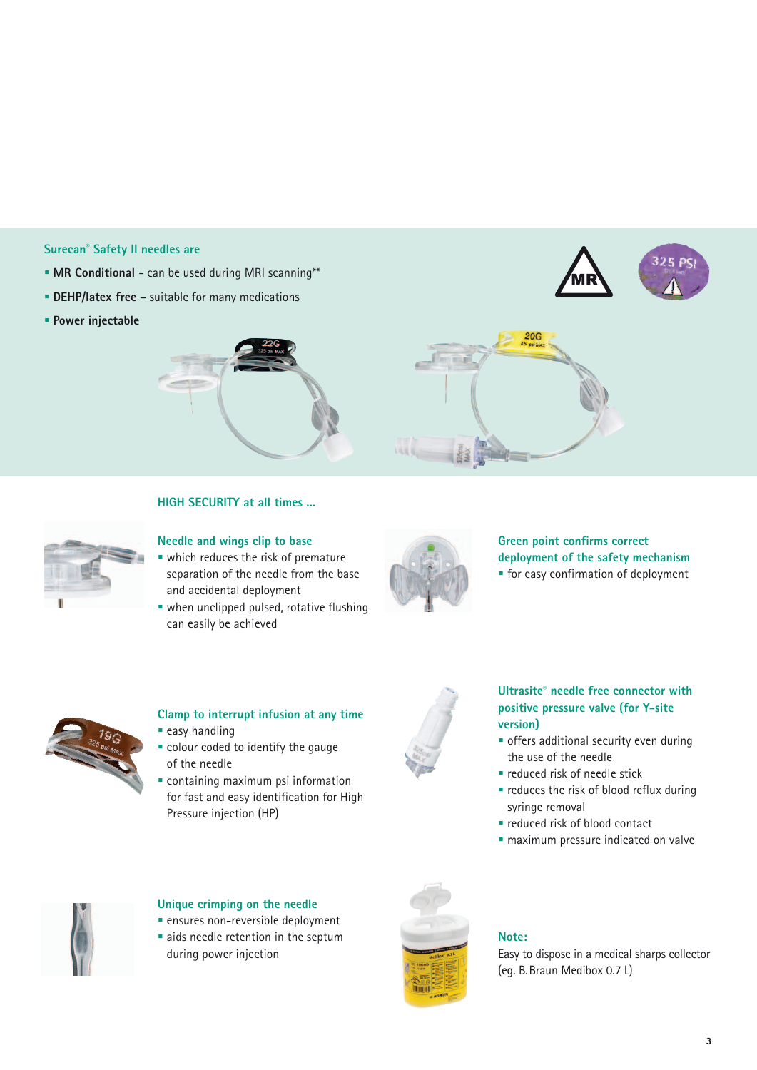**Surecan® Safety II needles are**

- **MR Conditional** - can be used during MRI scanning**
- **DEHP/latex free** – suitable for many medications
- **Power injectable**

## HIGH SECURITY at all times ...

### Needle and wings clip to base

- which reduces the risk of premature separation of the needle from the base and accidental deployment
- when unclipped pulsed, rotative flushing can easily be achieved

### Green point confirms correct deployment of the safety mechanism

- for easy confirmation of deployment

### Clamp to interrupt infusion at any time

- easy handling
- colour coded to identify the gauge of the needle
- containing maximum psi information for fast and easy identification for High Pressure injection (HP)

### Ultrasite® needle free connector with positive pressure valve (for Y-site version)

- offers additional security even during the use of the needle
- reduced risk of needle stick
- reduces the risk of blood reflux during syringe removal
- reduced risk of blood contact
- maximum pressure indicated on valve

### Unique crimping on the needle

- ensures non-reversible deployment
- aids needle retention in the septum during power injection

### Note:

Easy to dispose in a medical sharps collector (eg. B. Braun Medibox 0.7 L)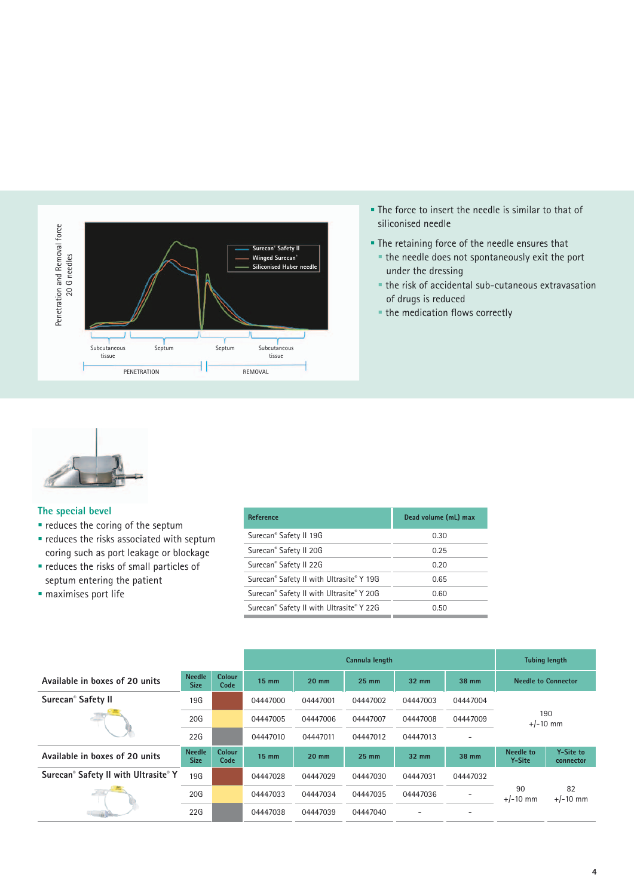Penetration and Removal force 20 G needles

Surecan® Safety II
Winged Surecan®
Siliconised Huber needle

Subcutaneous tissue | Septum | Septum | Subcutaneous tissue

PENETRATION | REMOVAL

- The force to insert the needle is similar to that of siliconised needle
- The retaining force of the needle ensures that
  - the needle does not spontaneously exit the port under the dressing
  - the risk of accidental sub-cutaneous extravasation of drugs is reduced
  - the medication flows correctly

## The special bevel

- reduces the coring of the septum
- reduces the risks associated with septum coring such as port leakage or blockage
- reduces the risks of small particles of septum entering the patient
- maximises port life

| Reference | Dead volume (mL) max |
|---|---|
| Surecan® Safety II 19G | 0.30 |
| Surecan® Safety II 20G | 0.25 |
| Surecan® Safety II 22G | 0.20 |
| Surecan® Safety II with Ultrasite® Y 19G | 0.65 |
| Surecan® Safety II with Ultrasite® Y 20G | 0.60 |
| Surecan® Safety II with Ultrasite® Y 22G | 0.50 |

| | | | Cannula length | | | | | Tubing length | |
|---|---|---|---|---|---|---|---|---|---|
| **Available in boxes of 20 units** | Needle Size | Colour Code | 15 mm | 20 mm | 25 mm | 32 mm | 38 mm | Needle to Connector | |
| **Surecan® Safety II** | 19G | | 04447000 | 04447001 | 04447002 | 04447003 | 04447004 | 190 +/-10 mm | |
| | 20G | | 04447005 | 04447006 | 04447007 | 04447008 | 04447009 | | |
| | 22G | | 04447010 | 04447011 | 04447012 | 04447013 | - | | |
| **Available in boxes of 20 units** | Needle Size | Colour Code | 15 mm | 20 mm | 25 mm | 32 mm | 38 mm | Needle to Y-Site | Y-Site to connector |
| **Surecan® Safety II with Ultrasite® Y** | 19G | | 04447028 | 04447029 | 04447030 | 04447031 | 04447032 | 90 +/-10 mm | 82 +/-10 mm |
| | 20G | | 04447033 | 04447034 | 04447035 | 04447036 | - | | |
| | 22G | | 04447038 | 04447039 | 04447040 | - | - | | |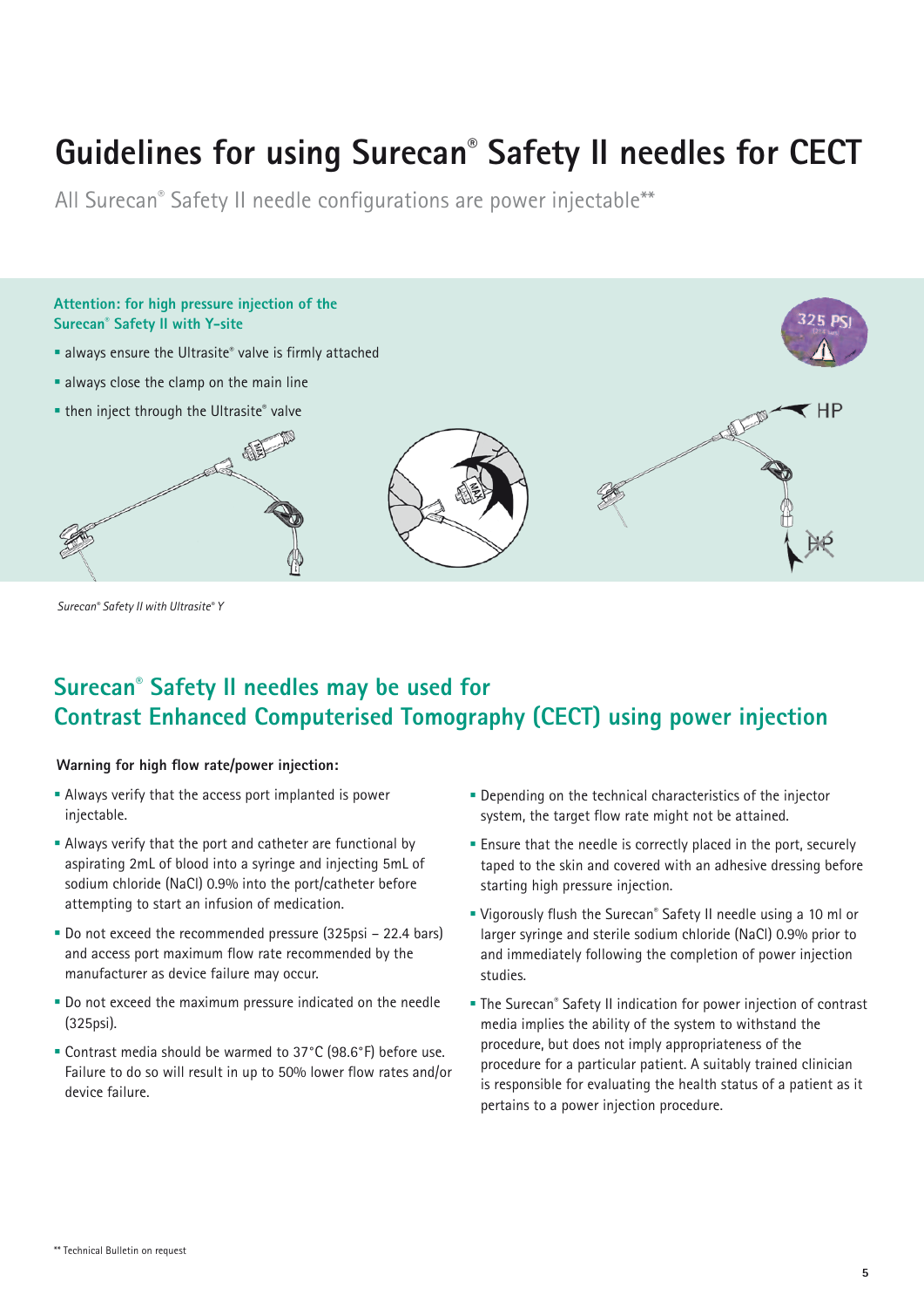# Guidelines for using Surecan® Safety II needles for CECT

All Surecan® Safety II needle configurations are power injectable**

**Attention: for high pressure injection of the Surecan® Safety II with Y-site**

- always ensure the Ultrasite® valve is firmly attached
- always close the clamp on the main line
- then inject through the Ultrasite® valve

*Surecan® Safety II with Ultrasite® Y*

## Surecan® Safety II needles may be used for Contrast Enhanced Computerised Tomography (CECT) using power injection

**Warning for high flow rate/power injection:**

- Always verify that the access port implanted is power injectable.
- Always verify that the port and catheter are functional by aspirating 2mL of blood into a syringe and injecting 5mL of sodium chloride (NaCl) 0.9% into the port/catheter before attempting to start an infusion of medication.
- Do not exceed the recommended pressure (325psi – 22.4 bars) and access port maximum flow rate recommended by the manufacturer as device failure may occur.
- Do not exceed the maximum pressure indicated on the needle (325psi).
- Contrast media should be warmed to 37°C (98.6°F) before use. Failure to do so will result in up to 50% lower flow rates and/or device failure.
- Depending on the technical characteristics of the injector system, the target flow rate might not be attained.
- Ensure that the needle is correctly placed in the port, securely taped to the skin and covered with an adhesive dressing before starting high pressure injection.
- Vigorously flush the Surecan® Safety II needle using a 10 ml or larger syringe and sterile sodium chloride (NaCl) 0.9% prior to and immediately following the completion of power injection studies.
- The Surecan® Safety II indication for power injection of contrast media implies the ability of the system to withstand the procedure, but does not imply appropriateness of the procedure for a particular patient. A suitably trained clinician is responsible for evaluating the health status of a patient as it pertains to a power injection procedure.

** Technical Bulletin on request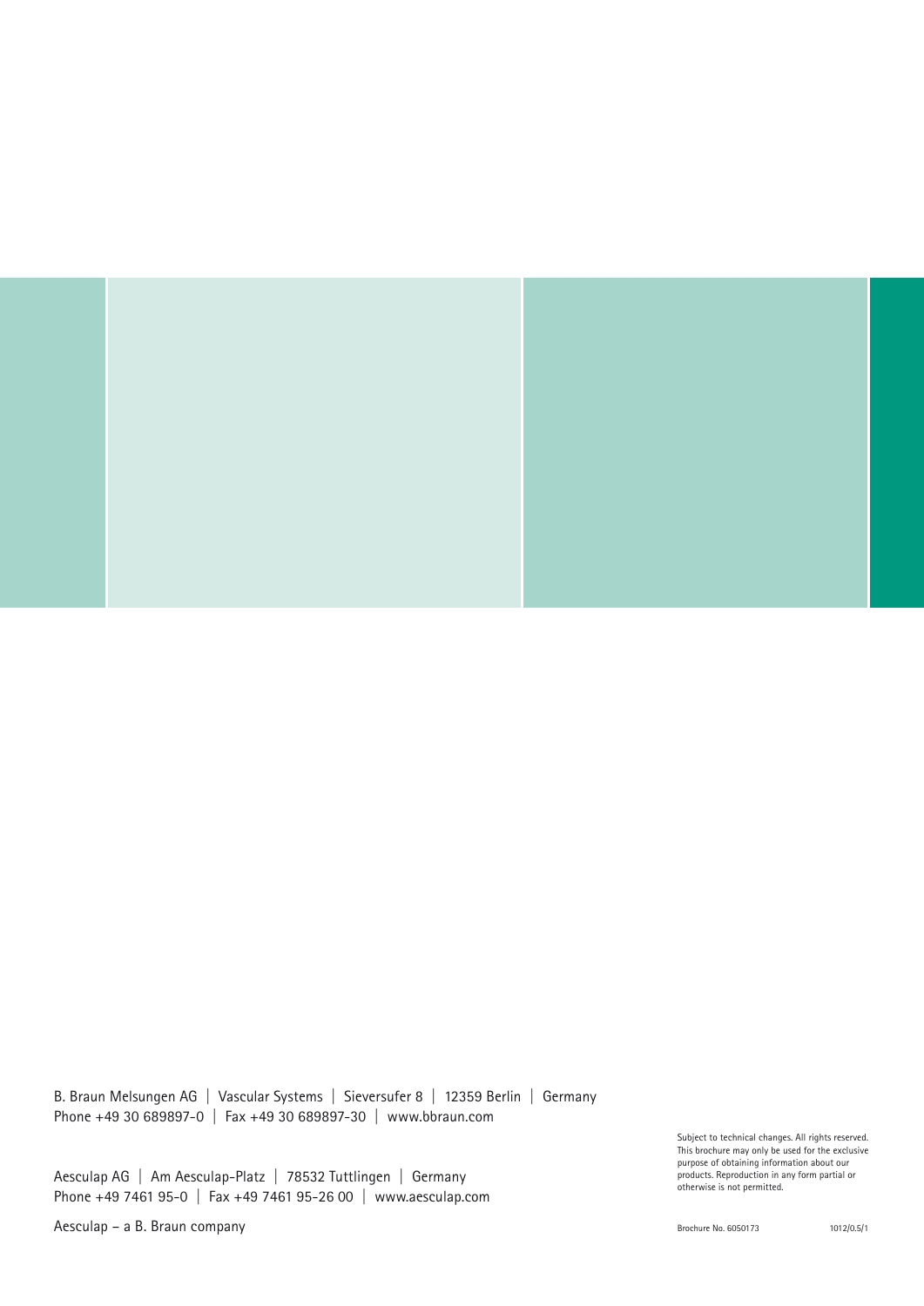B. Braun Melsungen AG | Vascular Systems | Sieversufer 8 | 12359 Berlin | Germany
Phone +49 30 689897-0 | Fax +49 30 689897-30 | www.bbraun.com

Aesculap AG | Am Aesculap-Platz | 78532 Tuttlingen | Germany
Phone +49 7461 95-0 | Fax +49 7461 95-26 00 | www.aesculap.com

Aesculap – a B. Braun company

Subject to technical changes. All rights reserved. This brochure may only be used for the exclusive purpose of obtaining information about our products. Reproduction in any form partial or otherwise is not permitted.

Brochure No. 6050173 1012/0.5/1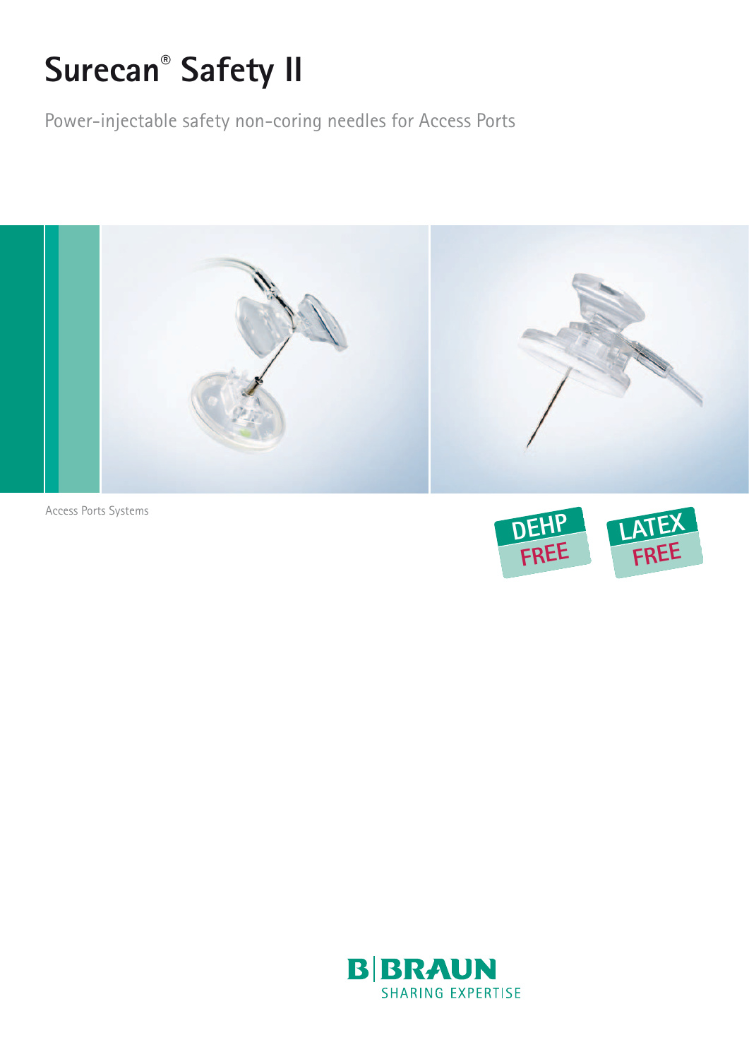# Surecan® Safety II

Power-injectable safety non-coring needles for Access Ports

Access Ports Systems

DEHP FREE

LATEX FREE

B|BRAUN

SHARING EXPERTISE